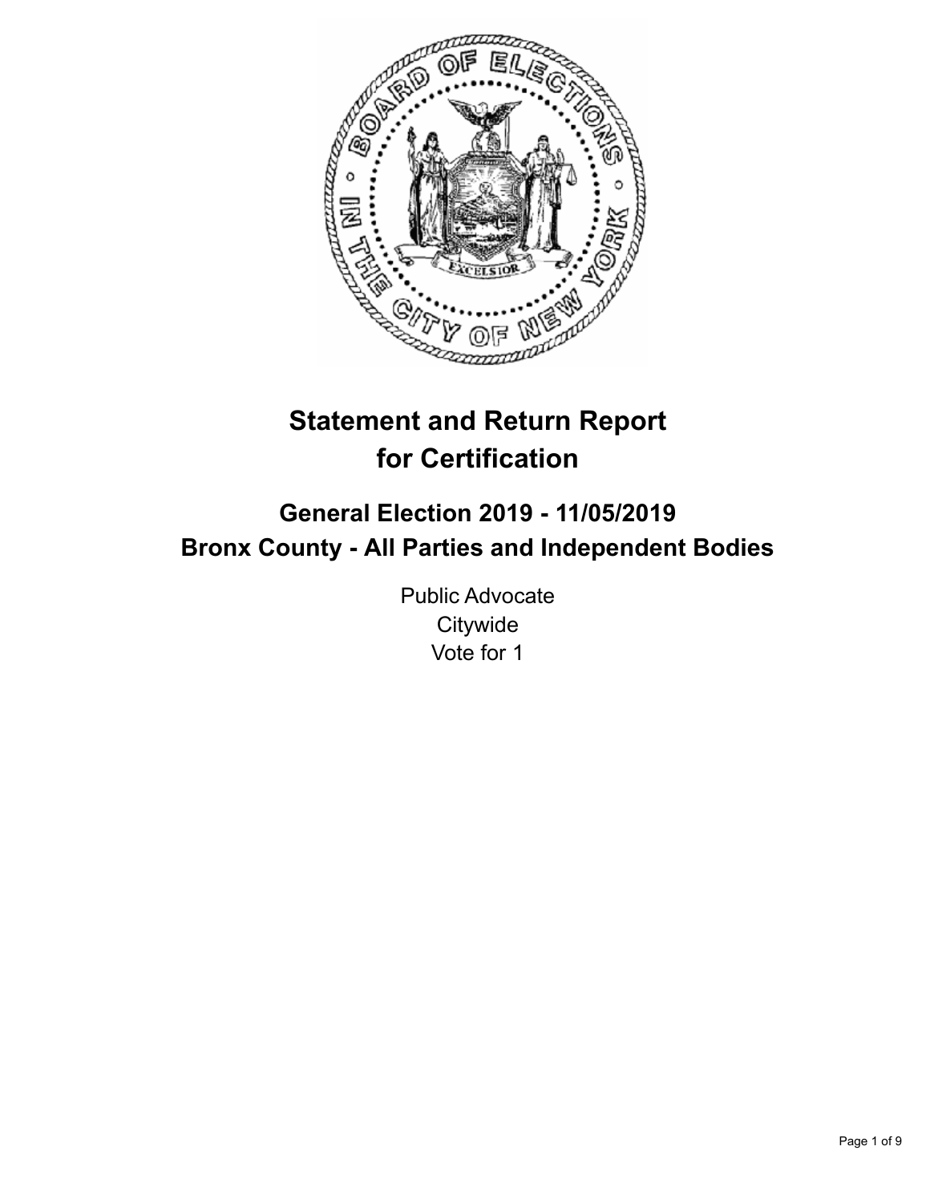# Statement and Return Report for Certification

## General Election 2019 - 11/05/2019
## Bronx County - All Parties and Independent Bodies

Public Advocate
Citywide
Vote for 1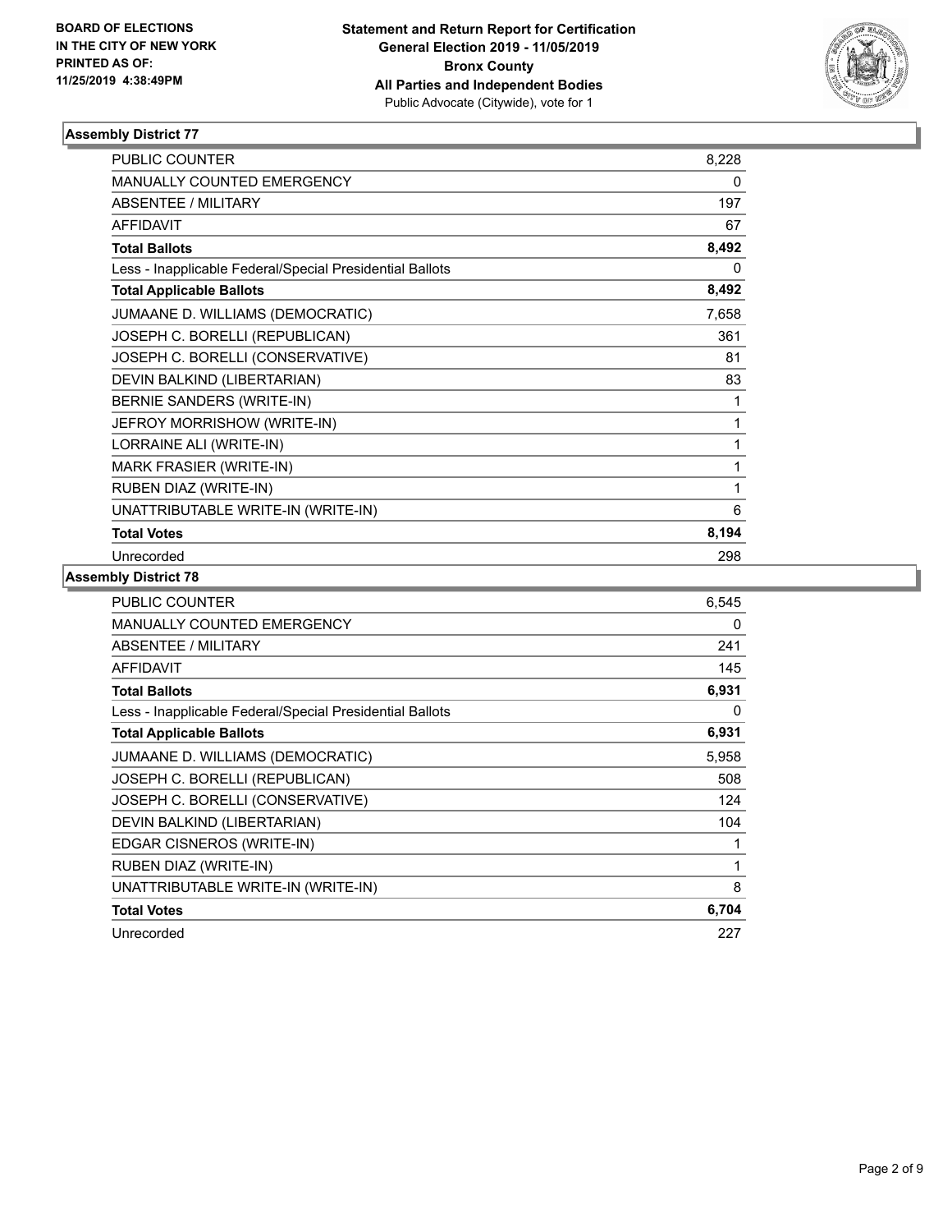**BOARD OF ELECTIONS IN THE CITY OF NEW YORK PRINTED AS OF: 11/25/2019 4:38:49PM**

**Statement and Return Report for Certification General Election 2019 - 11/05/2019 Bronx County All Parties and Independent Bodies**
Public Advocate (Citywide), vote for 1

### Assembly District 77

| | |
|---|---|
| PUBLIC COUNTER | 8,228 |
| MANUALLY COUNTED EMERGENCY | 0 |
| ABSENTEE / MILITARY | 197 |
| AFFIDAVIT | 67 |
| **Total Ballots** | **8,492** |
| Less - Inapplicable Federal/Special Presidential Ballots | 0 |
| **Total Applicable Ballots** | **8,492** |
| JUMAANE D. WILLIAMS (DEMOCRATIC) | 7,658 |
| JOSEPH C. BORELLI (REPUBLICAN) | 361 |
| JOSEPH C. BORELLI (CONSERVATIVE) | 81 |
| DEVIN BALKIND (LIBERTARIAN) | 83 |
| BERNIE SANDERS (WRITE-IN) | 1 |
| JEFROY MORRISHOW (WRITE-IN) | 1 |
| LORRAINE ALI (WRITE-IN) | 1 |
| MARK FRASIER (WRITE-IN) | 1 |
| RUBEN DIAZ (WRITE-IN) | 1 |
| UNATTRIBUTABLE WRITE-IN (WRITE-IN) | 6 |
| **Total Votes** | **8,194** |
| Unrecorded | 298 |

### Assembly District 78

| | |
|---|---|
| PUBLIC COUNTER | 6,545 |
| MANUALLY COUNTED EMERGENCY | 0 |
| ABSENTEE / MILITARY | 241 |
| AFFIDAVIT | 145 |
| **Total Ballots** | **6,931** |
| Less - Inapplicable Federal/Special Presidential Ballots | 0 |
| **Total Applicable Ballots** | **6,931** |
| JUMAANE D. WILLIAMS (DEMOCRATIC) | 5,958 |
| JOSEPH C. BORELLI (REPUBLICAN) | 508 |
| JOSEPH C. BORELLI (CONSERVATIVE) | 124 |
| DEVIN BALKIND (LIBERTARIAN) | 104 |
| EDGAR CISNEROS (WRITE-IN) | 1 |
| RUBEN DIAZ (WRITE-IN) | 1 |
| UNATTRIBUTABLE WRITE-IN (WRITE-IN) | 8 |
| **Total Votes** | **6,704** |
| Unrecorded | 227 |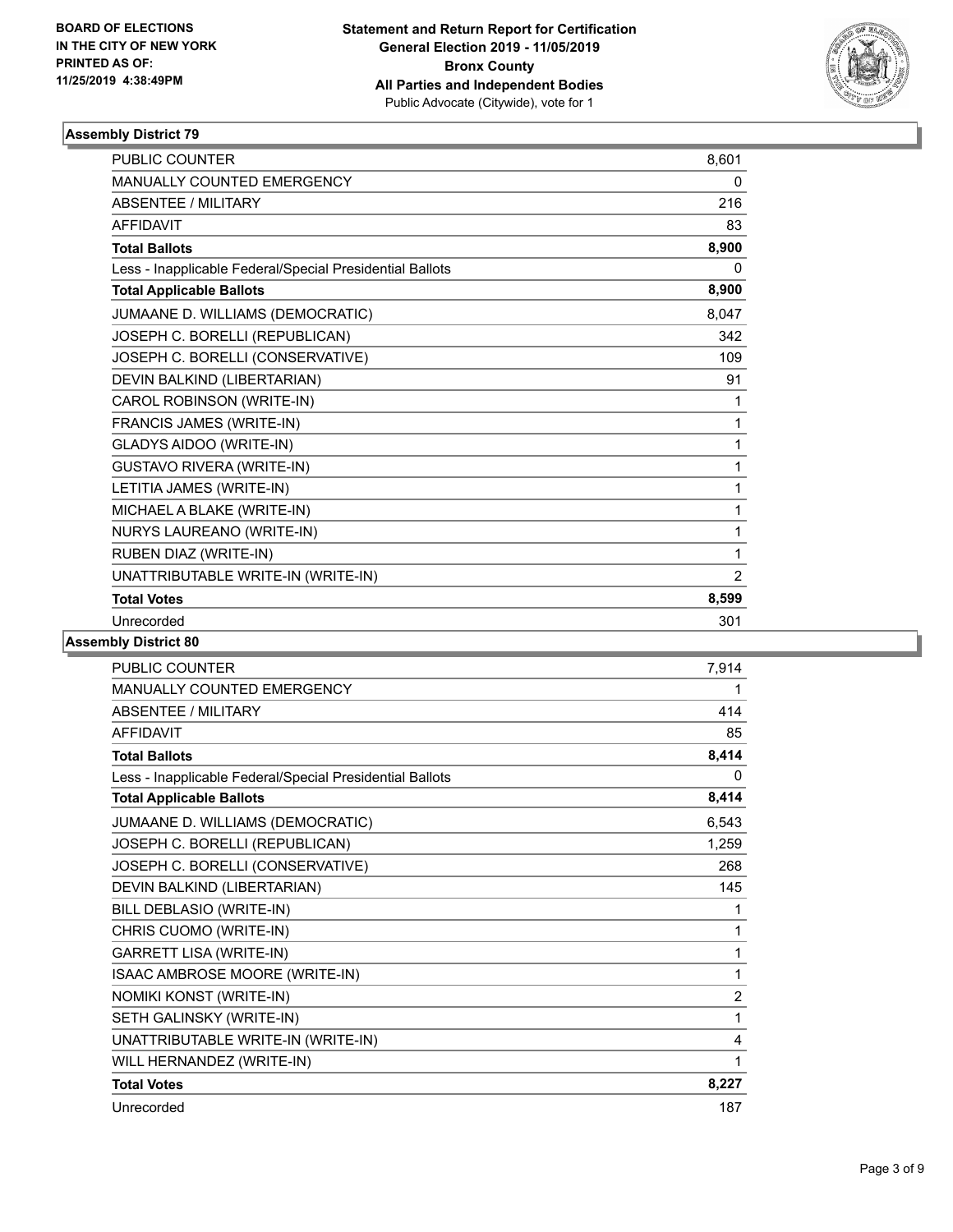BOARD OF ELECTIONS
IN THE CITY OF NEW YORK
PRINTED AS OF:
11/25/2019 4:38:49PM

**Statement and Return Report for Certification**
**General Election 2019 - 11/05/2019**
**Bronx County**
**All Parties and Independent Bodies**
Public Advocate (Citywide), vote for 1

### Assembly District 79

| | |
|---|---|
| PUBLIC COUNTER | 8,601 |
| MANUALLY COUNTED EMERGENCY | 0 |
| ABSENTEE / MILITARY | 216 |
| AFFIDAVIT | 83 |
| **Total Ballots** | **8,900** |
| Less - Inapplicable Federal/Special Presidential Ballots | 0 |
| **Total Applicable Ballots** | **8,900** |
| JUMAANE D. WILLIAMS (DEMOCRATIC) | 8,047 |
| JOSEPH C. BORELLI (REPUBLICAN) | 342 |
| JOSEPH C. BORELLI (CONSERVATIVE) | 109 |
| DEVIN BALKIND (LIBERTARIAN) | 91 |
| CAROL ROBINSON (WRITE-IN) | 1 |
| FRANCIS JAMES (WRITE-IN) | 1 |
| GLADYS AIDOO (WRITE-IN) | 1 |
| GUSTAVO RIVERA (WRITE-IN) | 1 |
| LETITIA JAMES (WRITE-IN) | 1 |
| MICHAEL A BLAKE (WRITE-IN) | 1 |
| NURYS LAUREANO (WRITE-IN) | 1 |
| RUBEN DIAZ (WRITE-IN) | 1 |
| UNATTRIBUTABLE WRITE-IN (WRITE-IN) | 2 |
| **Total Votes** | **8,599** |
| Unrecorded | 301 |

### Assembly District 80

| | |
|---|---|
| PUBLIC COUNTER | 7,914 |
| MANUALLY COUNTED EMERGENCY | 1 |
| ABSENTEE / MILITARY | 414 |
| AFFIDAVIT | 85 |
| **Total Ballots** | **8,414** |
| Less - Inapplicable Federal/Special Presidential Ballots | 0 |
| **Total Applicable Ballots** | **8,414** |
| JUMAANE D. WILLIAMS (DEMOCRATIC) | 6,543 |
| JOSEPH C. BORELLI (REPUBLICAN) | 1,259 |
| JOSEPH C. BORELLI (CONSERVATIVE) | 268 |
| DEVIN BALKIND (LIBERTARIAN) | 145 |
| BILL DEBLASIO (WRITE-IN) | 1 |
| CHRIS CUOMO (WRITE-IN) | 1 |
| GARRETT LISA (WRITE-IN) | 1 |
| ISAAC AMBROSE MOORE (WRITE-IN) | 1 |
| NOMIKI KONST (WRITE-IN) | 2 |
| SETH GALINSKY (WRITE-IN) | 1 |
| UNATTRIBUTABLE WRITE-IN (WRITE-IN) | 4 |
| WILL HERNANDEZ (WRITE-IN) | 1 |
| **Total Votes** | **8,227** |
| Unrecorded | 187 |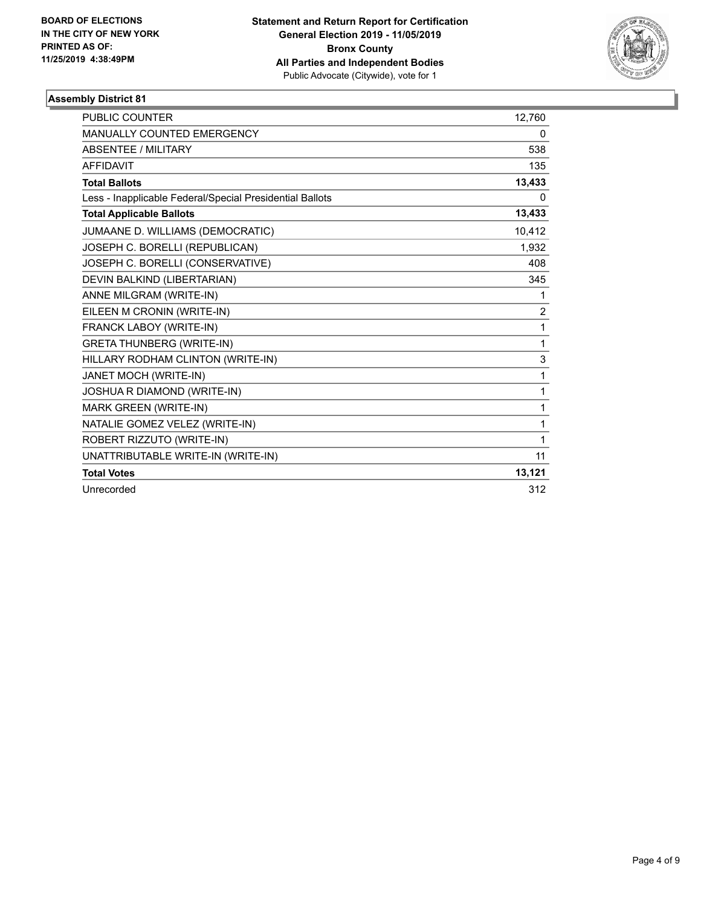**BOARD OF ELECTIONS IN THE CITY OF NEW YORK PRINTED AS OF: 11/25/2019 4:38:49PM**

**Statement and Return Report for Certification General Election 2019 - 11/05/2019 Bronx County All Parties and Independent Bodies**
Public Advocate (Citywide), vote for 1

**Assembly District 81**

| | |
|---|---|
| PUBLIC COUNTER | 12,760 |
| MANUALLY COUNTED EMERGENCY | 0 |
| ABSENTEE / MILITARY | 538 |
| AFFIDAVIT | 135 |
| **Total Ballots** | **13,433** |
| Less - Inapplicable Federal/Special Presidential Ballots | 0 |
| **Total Applicable Ballots** | **13,433** |
| JUMAANE D. WILLIAMS (DEMOCRATIC) | 10,412 |
| JOSEPH C. BORELLI (REPUBLICAN) | 1,932 |
| JOSEPH C. BORELLI (CONSERVATIVE) | 408 |
| DEVIN BALKIND (LIBERTARIAN) | 345 |
| ANNE MILGRAM (WRITE-IN) | 1 |
| EILEEN M CRONIN (WRITE-IN) | 2 |
| FRANCK LABOY (WRITE-IN) | 1 |
| GRETA THUNBERG (WRITE-IN) | 1 |
| HILLARY RODHAM CLINTON (WRITE-IN) | 3 |
| JANET MOCH (WRITE-IN) | 1 |
| JOSHUA R DIAMOND (WRITE-IN) | 1 |
| MARK GREEN (WRITE-IN) | 1 |
| NATALIE GOMEZ VELEZ (WRITE-IN) | 1 |
| ROBERT RIZZUTO (WRITE-IN) | 1 |
| UNATTRIBUTABLE WRITE-IN (WRITE-IN) | 11 |
| **Total Votes** | **13,121** |
| Unrecorded | 312 |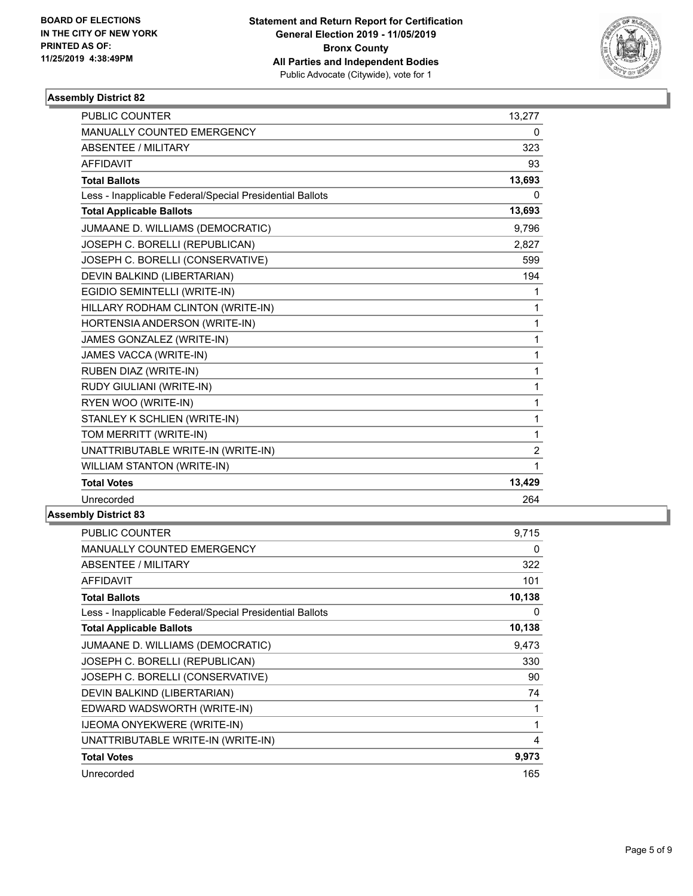**BOARD OF ELECTIONS IN THE CITY OF NEW YORK**
**PRINTED AS OF: 11/25/2019 4:38:49PM**

**Statement and Return Report for Certification**
**General Election 2019 - 11/05/2019**
**Bronx County**
**All Parties and Independent Bodies**
Public Advocate (Citywide), vote for 1

### Assembly District 82

| | |
|---|---|
| PUBLIC COUNTER | 13,277 |
| MANUALLY COUNTED EMERGENCY | 0 |
| ABSENTEE / MILITARY | 323 |
| AFFIDAVIT | 93 |
| **Total Ballots** | **13,693** |
| Less - Inapplicable Federal/Special Presidential Ballots | 0 |
| **Total Applicable Ballots** | **13,693** |
| JUMAANE D. WILLIAMS (DEMOCRATIC) | 9,796 |
| JOSEPH C. BORELLI (REPUBLICAN) | 2,827 |
| JOSEPH C. BORELLI (CONSERVATIVE) | 599 |
| DEVIN BALKIND (LIBERTARIAN) | 194 |
| EGIDIO SEMINTELLI (WRITE-IN) | 1 |
| HILLARY RODHAM CLINTON (WRITE-IN) | 1 |
| HORTENSIA ANDERSON (WRITE-IN) | 1 |
| JAMES GONZALEZ (WRITE-IN) | 1 |
| JAMES VACCA (WRITE-IN) | 1 |
| RUBEN DIAZ (WRITE-IN) | 1 |
| RUDY GIULIANI (WRITE-IN) | 1 |
| RYEN WOO (WRITE-IN) | 1 |
| STANLEY K SCHLIEN (WRITE-IN) | 1 |
| TOM MERRITT (WRITE-IN) | 1 |
| UNATTRIBUTABLE WRITE-IN (WRITE-IN) | 2 |
| WILLIAM STANTON (WRITE-IN) | 1 |
| **Total Votes** | **13,429** |
| Unrecorded | 264 |

### Assembly District 83

| | |
|---|---|
| PUBLIC COUNTER | 9,715 |
| MANUALLY COUNTED EMERGENCY | 0 |
| ABSENTEE / MILITARY | 322 |
| AFFIDAVIT | 101 |
| **Total Ballots** | **10,138** |
| Less - Inapplicable Federal/Special Presidential Ballots | 0 |
| **Total Applicable Ballots** | **10,138** |
| JUMAANE D. WILLIAMS (DEMOCRATIC) | 9,473 |
| JOSEPH C. BORELLI (REPUBLICAN) | 330 |
| JOSEPH C. BORELLI (CONSERVATIVE) | 90 |
| DEVIN BALKIND (LIBERTARIAN) | 74 |
| EDWARD WADSWORTH (WRITE-IN) | 1 |
| IJEOMA ONYEKWERE (WRITE-IN) | 1 |
| UNATTRIBUTABLE WRITE-IN (WRITE-IN) | 4 |
| **Total Votes** | **9,973** |
| Unrecorded | 165 |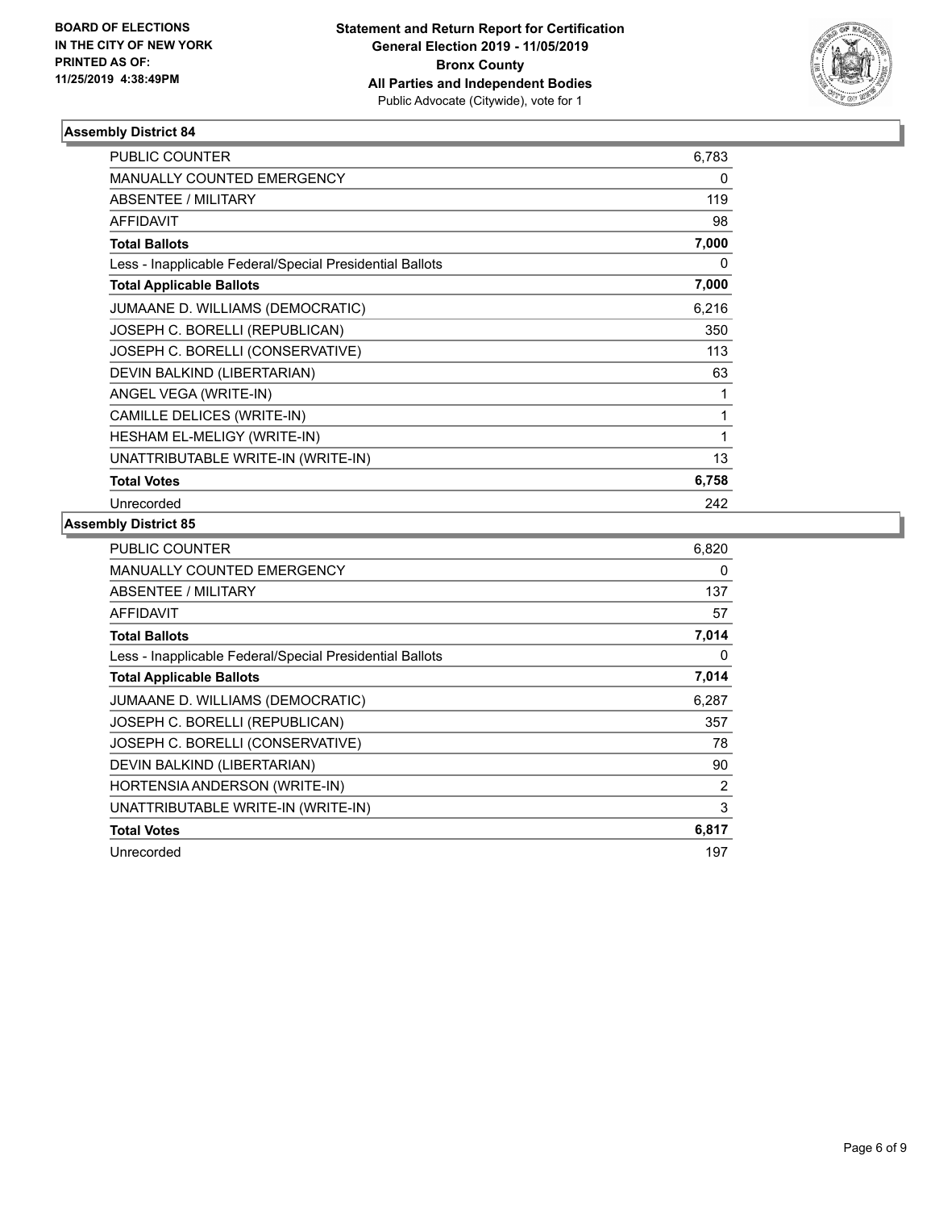BOARD OF ELECTIONS
IN THE CITY OF NEW YORK
PRINTED AS OF:
11/25/2019 4:38:49PM

**Statement and Return Report for Certification**
**General Election 2019 - 11/05/2019**
**Bronx County**
**All Parties and Independent Bodies**
Public Advocate (Citywide), vote for 1

### Assembly District 84

| | |
|---|---|
| PUBLIC COUNTER | 6,783 |
| MANUALLY COUNTED EMERGENCY | 0 |
| ABSENTEE / MILITARY | 119 |
| AFFIDAVIT | 98 |
| **Total Ballots** | **7,000** |
| Less - Inapplicable Federal/Special Presidential Ballots | 0 |
| **Total Applicable Ballots** | **7,000** |
| JUMAANE D. WILLIAMS (DEMOCRATIC) | 6,216 |
| JOSEPH C. BORELLI (REPUBLICAN) | 350 |
| JOSEPH C. BORELLI (CONSERVATIVE) | 113 |
| DEVIN BALKIND (LIBERTARIAN) | 63 |
| ANGEL VEGA (WRITE-IN) | 1 |
| CAMILLE DELICES (WRITE-IN) | 1 |
| HESHAM EL-MELIGY (WRITE-IN) | 1 |
| UNATTRIBUTABLE WRITE-IN (WRITE-IN) | 13 |
| **Total Votes** | **6,758** |
| Unrecorded | 242 |

### Assembly District 85

| | |
|---|---|
| PUBLIC COUNTER | 6,820 |
| MANUALLY COUNTED EMERGENCY | 0 |
| ABSENTEE / MILITARY | 137 |
| AFFIDAVIT | 57 |
| **Total Ballots** | **7,014** |
| Less - Inapplicable Federal/Special Presidential Ballots | 0 |
| **Total Applicable Ballots** | **7,014** |
| JUMAANE D. WILLIAMS (DEMOCRATIC) | 6,287 |
| JOSEPH C. BORELLI (REPUBLICAN) | 357 |
| JOSEPH C. BORELLI (CONSERVATIVE) | 78 |
| DEVIN BALKIND (LIBERTARIAN) | 90 |
| HORTENSIA ANDERSON (WRITE-IN) | 2 |
| UNATTRIBUTABLE WRITE-IN (WRITE-IN) | 3 |
| **Total Votes** | **6,817** |
| Unrecorded | 197 |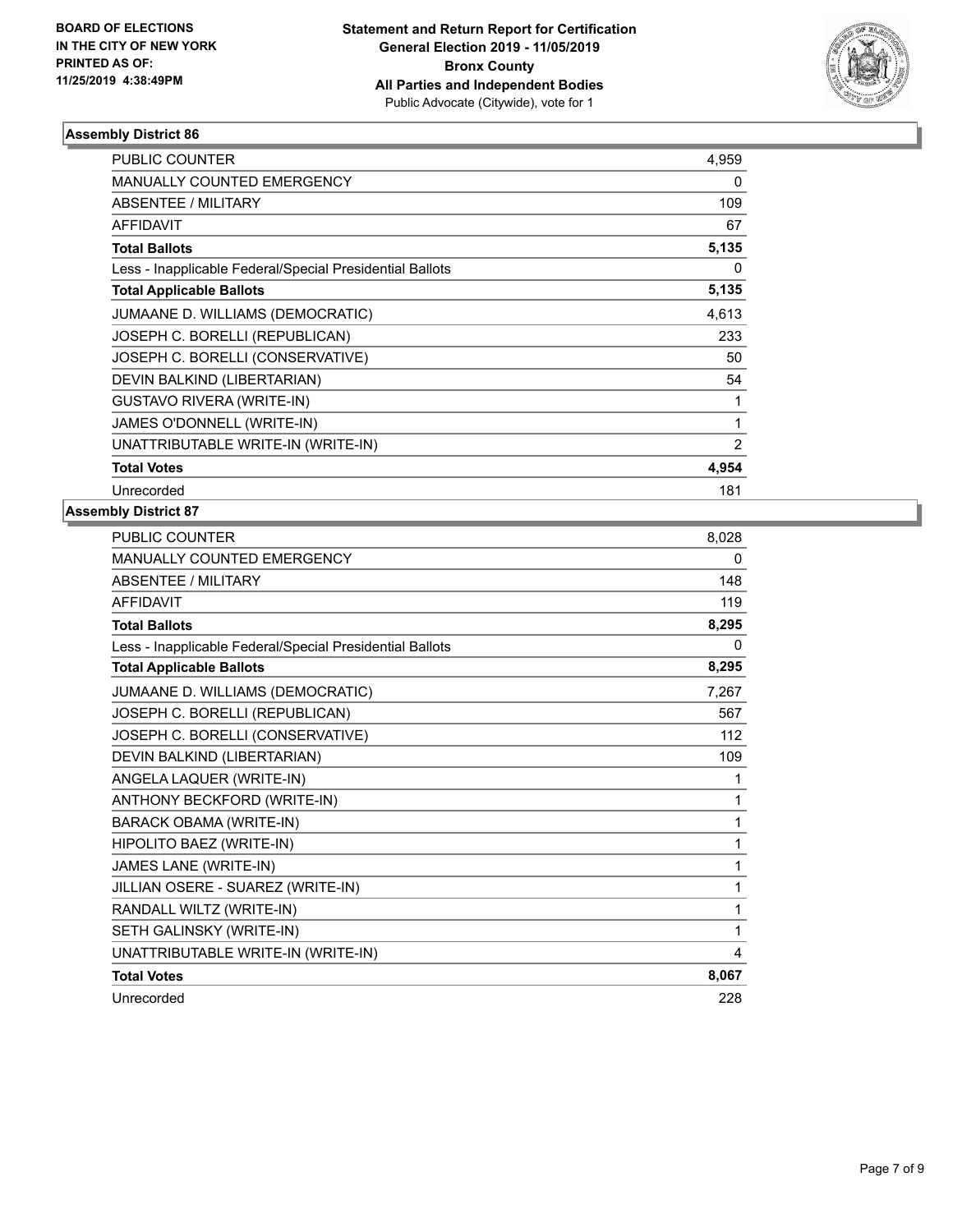**BOARD OF ELECTIONS IN THE CITY OF NEW YORK PRINTED AS OF: 11/25/2019 4:38:49PM**

**Statement and Return Report for Certification General Election 2019 - 11/05/2019 Bronx County All Parties and Independent Bodies**
Public Advocate (Citywide), vote for 1

### Assembly District 86

| | |
|---|---|
| PUBLIC COUNTER | 4,959 |
| MANUALLY COUNTED EMERGENCY | 0 |
| ABSENTEE / MILITARY | 109 |
| AFFIDAVIT | 67 |
| **Total Ballots** | **5,135** |
| Less - Inapplicable Federal/Special Presidential Ballots | 0 |
| **Total Applicable Ballots** | **5,135** |
| JUMAANE D. WILLIAMS (DEMOCRATIC) | 4,613 |
| JOSEPH C. BORELLI (REPUBLICAN) | 233 |
| JOSEPH C. BORELLI (CONSERVATIVE) | 50 |
| DEVIN BALKIND (LIBERTARIAN) | 54 |
| GUSTAVO RIVERA (WRITE-IN) | 1 |
| JAMES O'DONNELL (WRITE-IN) | 1 |
| UNATTRIBUTABLE WRITE-IN (WRITE-IN) | 2 |
| **Total Votes** | **4,954** |
| Unrecorded | 181 |

### Assembly District 87

| | |
|---|---|
| PUBLIC COUNTER | 8,028 |
| MANUALLY COUNTED EMERGENCY | 0 |
| ABSENTEE / MILITARY | 148 |
| AFFIDAVIT | 119 |
| **Total Ballots** | **8,295** |
| Less - Inapplicable Federal/Special Presidential Ballots | 0 |
| **Total Applicable Ballots** | **8,295** |
| JUMAANE D. WILLIAMS (DEMOCRATIC) | 7,267 |
| JOSEPH C. BORELLI (REPUBLICAN) | 567 |
| JOSEPH C. BORELLI (CONSERVATIVE) | 112 |
| DEVIN BALKIND (LIBERTARIAN) | 109 |
| ANGELA LAQUER (WRITE-IN) | 1 |
| ANTHONY BECKFORD (WRITE-IN) | 1 |
| BARACK OBAMA (WRITE-IN) | 1 |
| HIPOLITO BAEZ (WRITE-IN) | 1 |
| JAMES LANE (WRITE-IN) | 1 |
| JILLIAN OSERE - SUAREZ (WRITE-IN) | 1 |
| RANDALL WILTZ (WRITE-IN) | 1 |
| SETH GALINSKY (WRITE-IN) | 1 |
| UNATTRIBUTABLE WRITE-IN (WRITE-IN) | 4 |
| **Total Votes** | **8,067** |
| Unrecorded | 228 |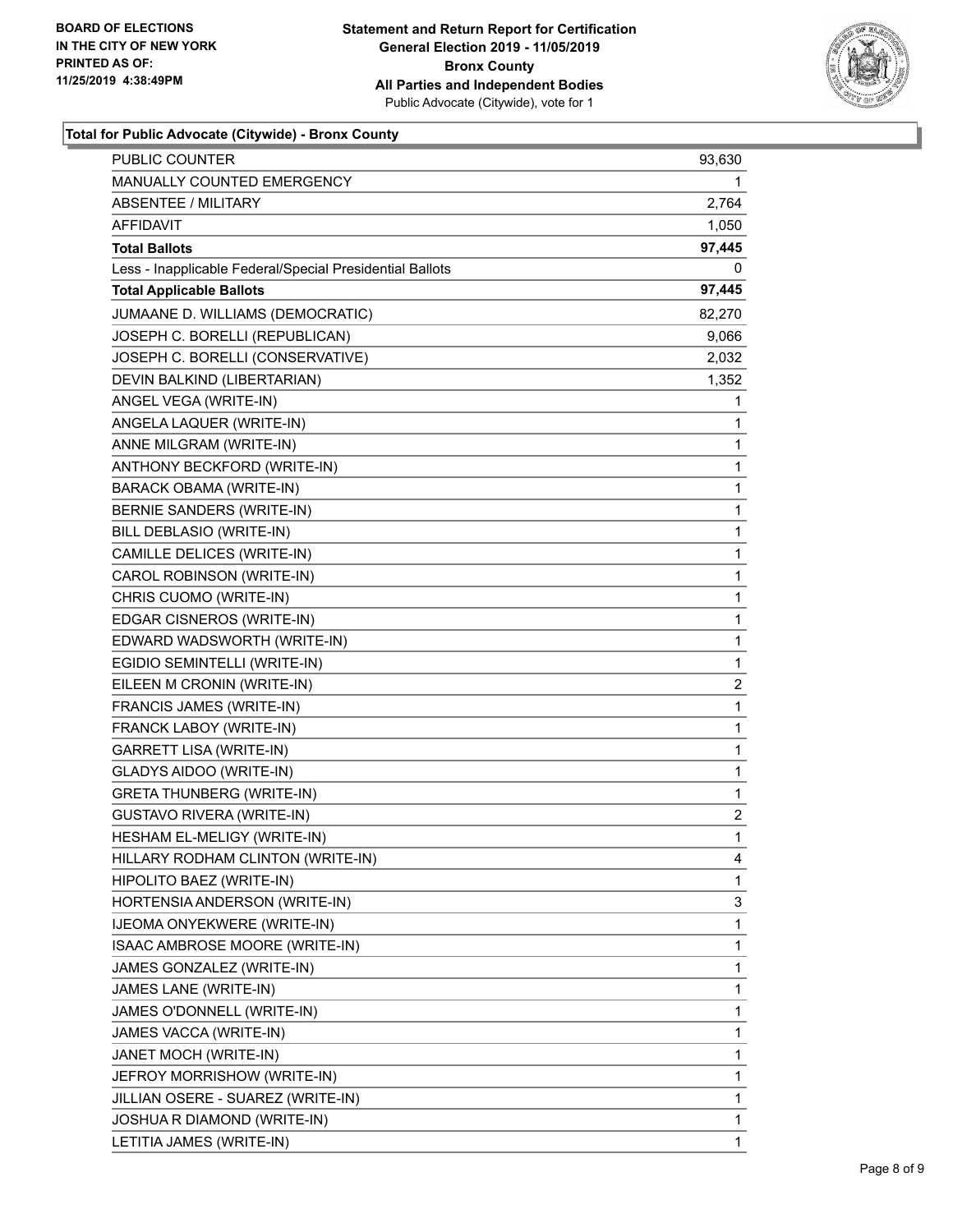**BOARD OF ELECTIONS IN THE CITY OF NEW YORK PRINTED AS OF: 11/25/2019 4:38:49PM**

**Statement and Return Report for Certification General Election 2019 - 11/05/2019 Bronx County All Parties and Independent Bodies**
Public Advocate (Citywide), vote for 1

### Total for Public Advocate (Citywide) - Bronx County

| | |
|---|---|
| PUBLIC COUNTER | 93,630 |
| MANUALLY COUNTED EMERGENCY | 1 |
| ABSENTEE / MILITARY | 2,764 |
| AFFIDAVIT | 1,050 |
| **Total Ballots** | **97,445** |
| Less - Inapplicable Federal/Special Presidential Ballots | 0 |
| **Total Applicable Ballots** | **97,445** |
| JUMAANE D. WILLIAMS (DEMOCRATIC) | 82,270 |
| JOSEPH C. BORELLI (REPUBLICAN) | 9,066 |
| JOSEPH C. BORELLI (CONSERVATIVE) | 2,032 |
| DEVIN BALKIND (LIBERTARIAN) | 1,352 |
| ANGEL VEGA (WRITE-IN) | 1 |
| ANGELA LAQUER (WRITE-IN) | 1 |
| ANNE MILGRAM (WRITE-IN) | 1 |
| ANTHONY BECKFORD (WRITE-IN) | 1 |
| BARACK OBAMA (WRITE-IN) | 1 |
| BERNIE SANDERS (WRITE-IN) | 1 |
| BILL DEBLASIO (WRITE-IN) | 1 |
| CAMILLE DELICES (WRITE-IN) | 1 |
| CAROL ROBINSON (WRITE-IN) | 1 |
| CHRIS CUOMO (WRITE-IN) | 1 |
| EDGAR CISNEROS (WRITE-IN) | 1 |
| EDWARD WADSWORTH (WRITE-IN) | 1 |
| EGIDIO SEMINTELLI (WRITE-IN) | 1 |
| EILEEN M CRONIN (WRITE-IN) | 2 |
| FRANCIS JAMES (WRITE-IN) | 1 |
| FRANCK LABOY (WRITE-IN) | 1 |
| GARRETT LISA (WRITE-IN) | 1 |
| GLADYS AIDOO (WRITE-IN) | 1 |
| GRETA THUNBERG (WRITE-IN) | 1 |
| GUSTAVO RIVERA (WRITE-IN) | 2 |
| HESHAM EL-MELIGY (WRITE-IN) | 1 |
| HILLARY RODHAM CLINTON (WRITE-IN) | 4 |
| HIPOLITO BAEZ (WRITE-IN) | 1 |
| HORTENSIA ANDERSON (WRITE-IN) | 3 |
| IJEOMA ONYEKWERE (WRITE-IN) | 1 |
| ISAAC AMBROSE MOORE (WRITE-IN) | 1 |
| JAMES GONZALEZ (WRITE-IN) | 1 |
| JAMES LANE (WRITE-IN) | 1 |
| JAMES O'DONNELL (WRITE-IN) | 1 |
| JAMES VACCA (WRITE-IN) | 1 |
| JANET MOCH (WRITE-IN) | 1 |
| JEFROY MORRISHOW (WRITE-IN) | 1 |
| JILLIAN OSERE - SUAREZ (WRITE-IN) | 1 |
| JOSHUA R DIAMOND (WRITE-IN) | 1 |
| LETITIA JAMES (WRITE-IN) | 1 |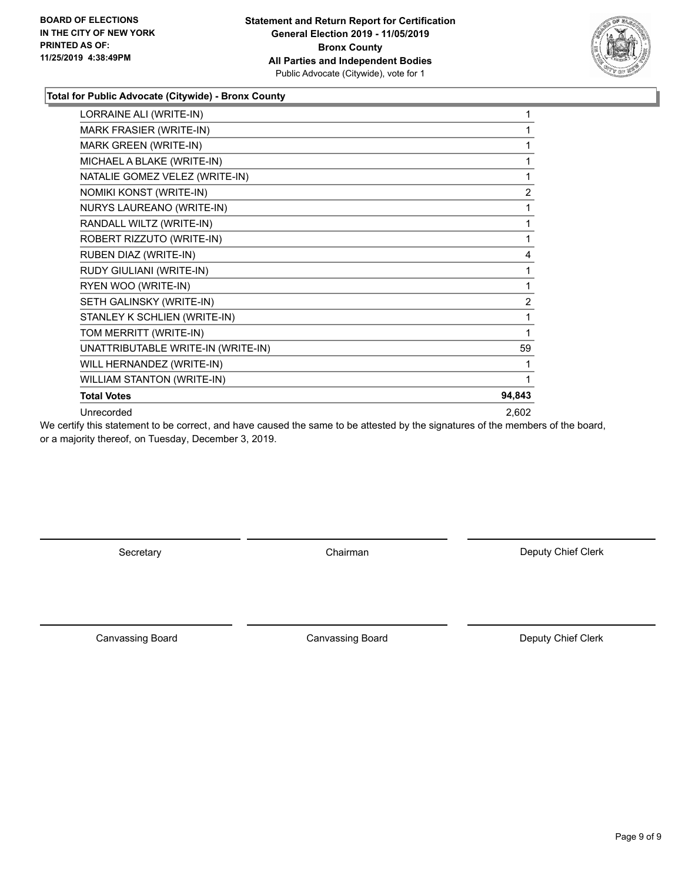**BOARD OF ELECTIONS IN THE CITY OF NEW YORK PRINTED AS OF: 11/25/2019 4:38:49PM**

**Statement and Return Report for Certification General Election 2019 - 11/05/2019 Bronx County All Parties and Independent Bodies**
Public Advocate (Citywide), vote for 1

### Total for Public Advocate (Citywide) - Bronx County

| | |
|---|---|
| LORRAINE ALI (WRITE-IN) | 1 |
| MARK FRASIER (WRITE-IN) | 1 |
| MARK GREEN (WRITE-IN) | 1 |
| MICHAEL A BLAKE (WRITE-IN) | 1 |
| NATALIE GOMEZ VELEZ (WRITE-IN) | 1 |
| NOMIKI KONST (WRITE-IN) | 2 |
| NURYS LAUREANO (WRITE-IN) | 1 |
| RANDALL WILTZ (WRITE-IN) | 1 |
| ROBERT RIZZUTO (WRITE-IN) | 1 |
| RUBEN DIAZ (WRITE-IN) | 4 |
| RUDY GIULIANI (WRITE-IN) | 1 |
| RYEN WOO (WRITE-IN) | 1 |
| SETH GALINSKY (WRITE-IN) | 2 |
| STANLEY K SCHLIEN (WRITE-IN) | 1 |
| TOM MERRITT (WRITE-IN) | 1 |
| UNATTRIBUTABLE WRITE-IN (WRITE-IN) | 59 |
| WILL HERNANDEZ (WRITE-IN) | 1 |
| WILLIAM STANTON (WRITE-IN) | 1 |
| **Total Votes** | **94,843** |
| Unrecorded | 2,602 |

We certify this statement to be correct, and have caused the same to be attested by the signatures of the members of the board, or a majority thereof, on Tuesday, December 3, 2019.

| | | |
|---|---|---|
| Secretary | Chairman | Deputy Chief Clerk |
| Canvassing Board | Canvassing Board | Deputy Chief Clerk |